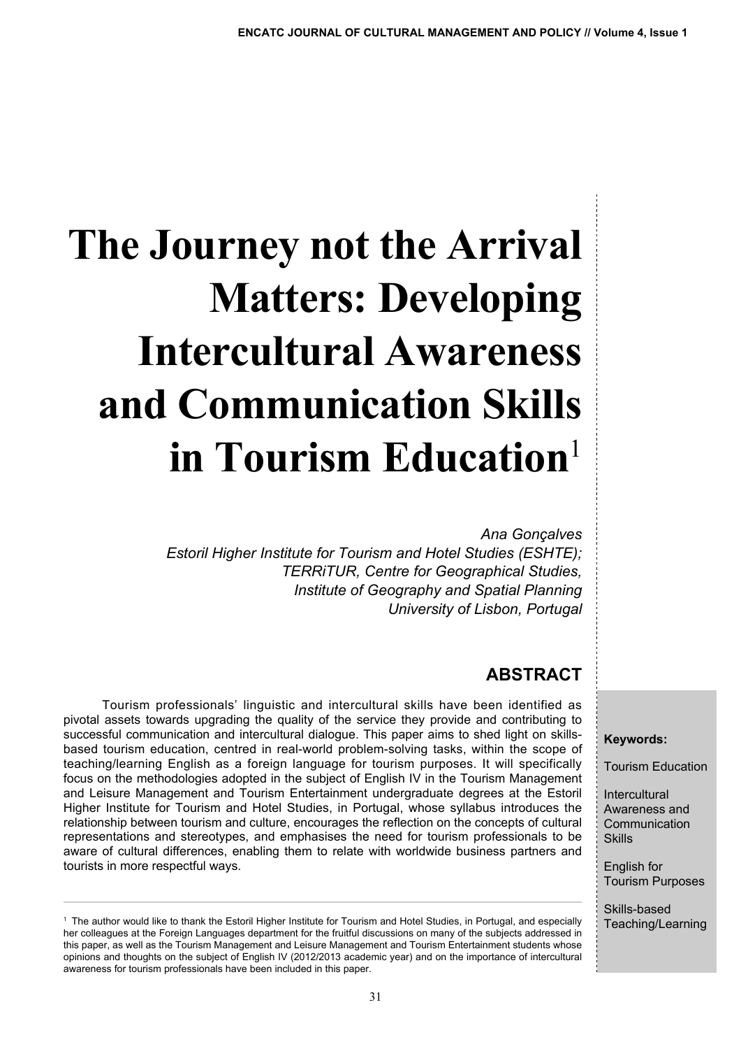# The Journey not the Arrival Matters: Developing Intercultural Awareness and Communication Skills in Tourism Education[1]

*Ana Gonçalves*
*Estoril Higher Institute for Tourism and Hotel Studies (ESHTE);*
*TERRiTUR, Centre for Geographical Studies,*
*Institute of Geography and Spatial Planning*
*University of Lisbon, Portugal*

## ABSTRACT

Tourism professionals' linguistic and intercultural skills have been identified as pivotal assets towards upgrading the quality of the service they provide and contributing to successful communication and intercultural dialogue. This paper aims to shed light on skills-based tourism education, centred in real-world problem-solving tasks, within the scope of teaching/learning English as a foreign language for tourism purposes. It will specifically focus on the methodologies adopted in the subject of English IV in the Tourism Management and Leisure Management and Tourism Entertainment undergraduate degrees at the Estoril Higher Institute for Tourism and Hotel Studies, in Portugal, whose syllabus introduces the relationship between tourism and culture, encourages the reflection on the concepts of cultural representations and stereotypes, and emphasises the need for tourism professionals to be aware of cultural differences, enabling them to relate with worldwide business partners and tourists in more respectful ways.

**Keywords:**

Tourism Education

Intercultural Awareness and Communication Skills

English for Tourism Purposes

Skills-based Teaching/Learning

---

[1] The author would like to thank the Estoril Higher Institute for Tourism and Hotel Studies, in Portugal, and especially her colleagues at the Foreign Languages department for the fruitful discussions on many of the subjects addressed in this paper, as well as the Tourism Management and Leisure Management and Tourism Entertainment students whose opinions and thoughts on the subject of English IV (2012/2013 academic year) and on the importance of intercultural awareness for tourism professionals have been included in this paper.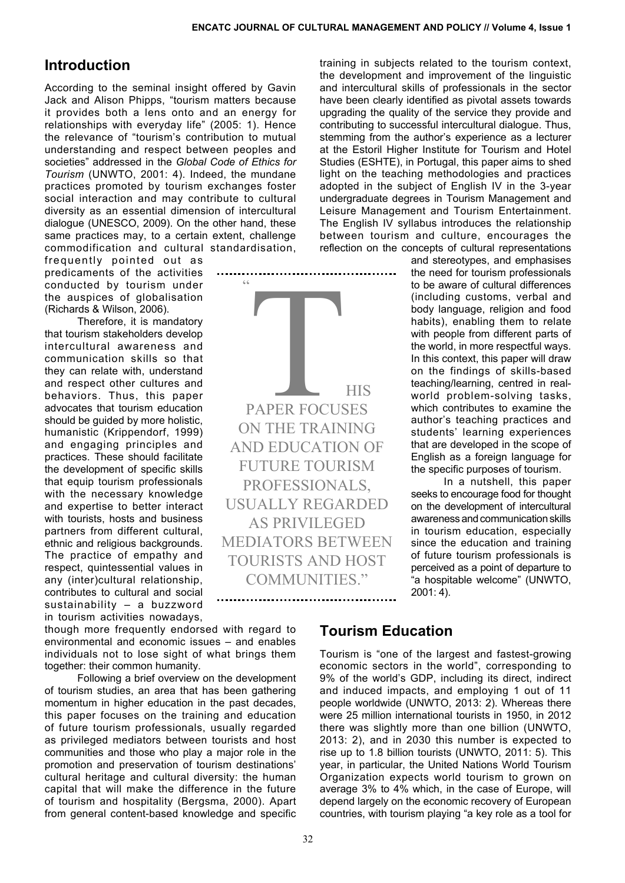## Introduction

According to the seminal insight offered by Gavin Jack and Alison Phipps, "tourism matters because it provides both a lens onto and an energy for relationships with everyday life" (2005: 1). Hence the relevance of "tourism's contribution to mutual understanding and respect between peoples and societies" addressed in the *Global Code of Ethics for Tourism* (UNWTO, 2001: 4). Indeed, the mundane practices promoted by tourism exchanges foster social interaction and may contribute to cultural diversity as an essential dimension of intercultural dialogue (UNESCO, 2009). On the other hand, these same practices may, to a certain extent, challenge commodification and cultural standardisation, frequently pointed out as predicaments of the activities conducted by tourism under the auspices of globalisation (Richards & Wilson, 2006).

Therefore, it is mandatory that tourism stakeholders develop intercultural awareness and communication skills so that they can relate with, understand and respect other cultures and behaviors. Thus, this paper advocates that tourism education should be guided by more holistic, humanistic (Krippendorf, 1999) and engaging principles and practices. These should facilitate the development of specific skills that equip tourism professionals with the necessary knowledge and expertise to better interact with tourists, hosts and business partners from different cultural, ethnic and religious backgrounds. The practice of empathy and respect, quintessential values in any (inter)cultural relationship, contributes to cultural and social sustainability – a buzzword in tourism activities nowadays, though more frequently endorsed with regard to environmental and economic issues – and enables individuals not to lose sight of what brings them together: their common humanity.

Following a brief overview on the development of tourism studies, an area that has been gathering momentum in higher education in the past decades, this paper focuses on the training and education of future tourism professionals, usually regarded as privileged mediators between tourists and host communities and those who play a major role in the promotion and preservation of tourism destinations' cultural heritage and cultural diversity: the human capital that will make the difference in the future of tourism and hospitality (Bergsma, 2000). Apart from general content-based knowledge and specific training in subjects related to the tourism context, the development and improvement of the linguistic and intercultural skills of professionals in the sector have been clearly identified as pivotal assets towards upgrading the quality of the service they provide and contributing to successful intercultural dialogue. Thus, stemming from the author's experience as a lecturer at the Estoril Higher Institute for Tourism and Hotel Studies (ESHTE), in Portugal, this paper aims to shed light on the teaching methodologies and practices adopted in the subject of English IV in the 3-year undergraduate degrees in Tourism Management and Leisure Management and Tourism Entertainment. The English IV syllabus introduces the relationship between tourism and culture, encourages the reflection on the concepts of cultural representations and stereotypes, and emphasises the need for tourism professionals to be aware of cultural differences (including customs, verbal and body language, religion and food habits), enabling them to relate with people from different parts of the world, in more respectful ways. In this context, this paper will draw on the findings of skills-based teaching/learning, centred in real-world problem-solving tasks, which contributes to examine the author's teaching practices and students' learning experiences that are developed in the scope of English as a foreign language for the specific purposes of tourism.

> "THIS PAPER FOCUSES ON THE TRAINING AND EDUCATION OF FUTURE TOURISM PROFESSIONALS, USUALLY REGARDED AS PRIVILEGED MEDIATORS BETWEEN TOURISTS AND HOST COMMUNITIES."

In a nutshell, this paper seeks to encourage food for thought on the development of intercultural awareness and communication skills in tourism education, especially since the education and training of future tourism professionals is perceived as a point of departure to "a hospitable welcome" (UNWTO, 2001: 4).

## Tourism Education

Tourism is "one of the largest and fastest-growing economic sectors in the world", corresponding to 9% of the world's GDP, including its direct, indirect and induced impacts, and employing 1 out of 11 people worldwide (UNWTO, 2013: 2). Whereas there were 25 million international tourists in 1950, in 2012 there was slightly more than one billion (UNWTO, 2013: 2), and in 2030 this number is expected to rise up to 1.8 billion tourists (UNWTO, 2011: 5). This year, in particular, the United Nations World Tourism Organization expects world tourism to grown on average 3% to 4% which, in the case of Europe, will depend largely on the economic recovery of European countries, with tourism playing "a key role as a tool for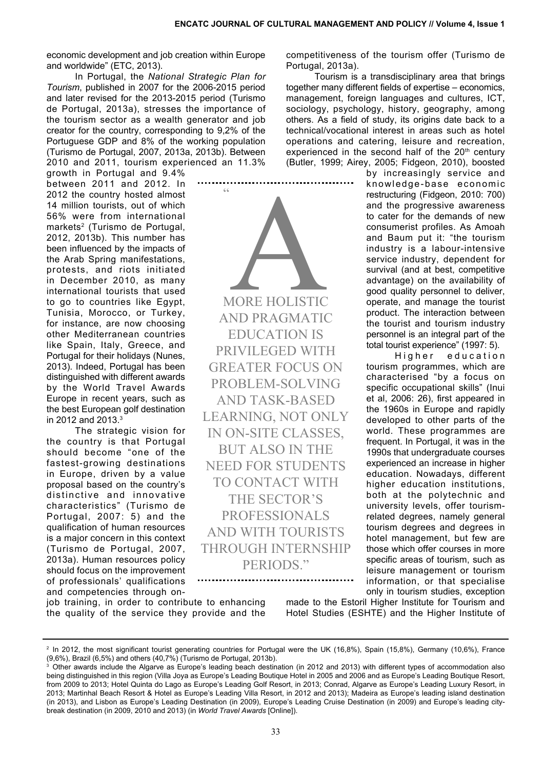economic development and job creation within Europe and worldwide" (ETC, 2013).

In Portugal, the *National Strategic Plan for Tourism*, published in 2007 for the 2006-2015 period and later revised for the 2013-2015 period (Turismo de Portugal, 2013a), stresses the importance of the tourism sector as a wealth generator and job creator for the country, corresponding to 9,2% of the Portuguese GDP and 8% of the working population (Turismo de Portugal, 2007, 2013a, 2013b). Between 2010 and 2011, tourism experienced an 11.3% growth in Portugal and 9.4% between 2011 and 2012. In 2012 the country hosted almost 14 million tourists, out of which 56% were from international markets[2] (Turismo de Portugal, 2012, 2013b). This number has been influenced by the impacts of the Arab Spring manifestations, protests, and riots initiated in December 2010, as many international tourists that used to go to countries like Egypt, Tunisia, Morocco, or Turkey, for instance, are now choosing other Mediterranean countries like Spain, Italy, Greece, and Portugal for their holidays (Nunes, 2013). Indeed, Portugal has been distinguished with different awards by the World Travel Awards Europe in recent years, such as the best European golf destination in 2012 and 2013.[3]

The strategic vision for the country is that Portugal should become "one of the fastest-growing destinations in Europe, driven by a value proposal based on the country's distinctive and innovative characteristics" (Turismo de Portugal, 2007: 5) and the qualification of human resources is a major concern in this context (Turismo de Portugal, 2007, 2013a). Human resources policy should focus on the improvement of professionals' qualifications and competencies through on-job training, in order to contribute to enhancing the quality of the service they provide and the competitiveness of the tourism offer (Turismo de Portugal, 2013a).

> "A more holistic and pragmatic education is privileged with greater focus on problem-solving and task-based learning, not only in on-site classes, but also in the need for students to contact with the sector's professionals and with tourists through internship periods."

Tourism is a transdisciplinary area that brings together many different fields of expertise – economics, management, foreign languages and cultures, ICT, sociology, psychology, history, geography, among others. As a field of study, its origins date back to a technical/vocational interest in areas such as hotel operations and catering, leisure and recreation, experienced in the second half of the 20th century (Butler, 1999; Airey, 2005; Fidgeon, 2010), boosted by increasingly service and knowledge-base economic restructuring (Fidgeon, 2010: 700) and the progressive awareness to cater for the demands of new consumerist profiles. As Amoah and Baum put it: "the tourism industry is a labour-intensive service industry, dependent for survival (and at best, competitive advantage) on the availability of good quality personnel to deliver, operate, and manage the tourist product. The interaction between the tourist and tourism industry personnel is an integral part of the total tourist experience" (1997: 5).

Higher education tourism programmes, which are characterised "by a focus on specific occupational skills" (Inui et al, 2006: 26), first appeared in the 1960s in Europe and rapidly developed to other parts of the world. These programmes are frequent. In Portugal, it was in the 1990s that undergraduate courses experienced an increase in higher education. Nowadays, different higher education institutions, both at the polytechnic and university levels, offer tourism-related degrees, namely general tourism degrees and degrees in hotel management, but few are those which offer courses in more specific areas of tourism, such as leisure management or tourism information, or that specialise only in tourism studies, exception made to the Estoril Higher Institute for Tourism and Hotel Studies (ESHTE) and the Higher Institute of

---

[2] In 2012, the most significant tourist generating countries for Portugal were the UK (16,8%), Spain (15,8%), Germany (10,6%), France (9,6%), Brazil (6,5%) and others (40,7%) (Turismo de Portugal, 2013b).

[3] Other awards include the Algarve as Europe's leading beach destination (in 2012 and 2013) with different types of accommodation also being distinguished in this region (Villa Joya as Europe's Leading Boutique Hotel in 2005 and 2006 and as Europe's Leading Boutique Resort, from 2009 to 2013; Hotel Quinta do Lago as Europe's Leading Golf Resort, in 2013; Conrad, Algarve as Europe's Leading Luxury Resort, in 2013; Martinhal Beach Resort & Hotel as Europe's Leading Villa Resort, in 2012 and 2013); Madeira as Europe's leading island destination (in 2013), and Lisbon as Europe's Leading Destination (in 2009), Europe's Leading Cruise Destination (in 2009) and Europe's leading city-break destination (in 2009, 2010 and 2013) (in *World Travel Awards* [Online]).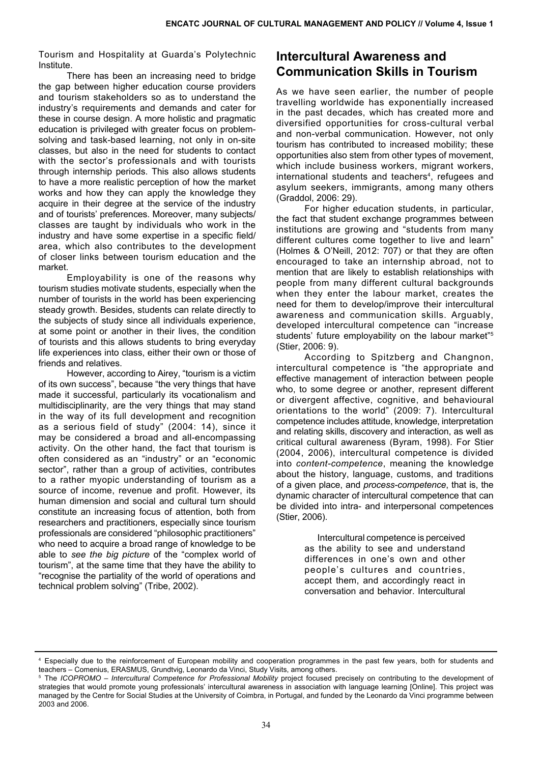Tourism and Hospitality at Guarda's Polytechnic Institute.

There has been an increasing need to bridge the gap between higher education course providers and tourism stakeholders so as to understand the industry's requirements and demands and cater for these in course design. A more holistic and pragmatic education is privileged with greater focus on problem-solving and task-based learning, not only in on-site classes, but also in the need for students to contact with the sector's professionals and with tourists through internship periods. This also allows students to have a more realistic perception of how the market works and how they can apply the knowledge they acquire in their degree at the service of the industry and of tourists' preferences. Moreover, many subjects/classes are taught by individuals who work in the industry and have some expertise in a specific field/area, which also contributes to the development of closer links between tourism education and the market.

Employability is one of the reasons why tourism studies motivate students, especially when the number of tourists in the world has been experiencing steady growth. Besides, students can relate directly to the subjects of study since all individuals experience, at some point or another in their lives, the condition of tourists and this allows students to bring everyday life experiences into class, either their own or those of friends and relatives.

However, according to Airey, "tourism is a victim of its own success", because "the very things that have made it successful, particularly its vocationalism and multidisciplinarity, are the very things that may stand in the way of its full development and recognition as a serious field of study" (2004: 14), since it may be considered a broad and all-encompassing activity. On the other hand, the fact that tourism is often considered as an "industry" or an "economic sector", rather than a group of activities, contributes to a rather myopic understanding of tourism as a source of income, revenue and profit. However, its human dimension and social and cultural turn should constitute an increasing focus of attention, both from researchers and practitioners, especially since tourism professionals are considered "philosophic practitioners" who need to acquire a broad range of knowledge to be able to *see the big picture* of the "complex world of tourism", at the same time that they have the ability to "recognise the partiality of the world of operations and technical problem solving" (Tribe, 2002).

## Intercultural Awareness and Communication Skills in Tourism

As we have seen earlier, the number of people travelling worldwide has exponentially increased in the past decades, which has created more and diversified opportunities for cross-cultural verbal and non-verbal communication. However, not only tourism has contributed to increased mobility; these opportunities also stem from other types of movement, which include business workers, migrant workers, international students and teachers[4], refugees and asylum seekers, immigrants, among many others (Graddol, 2006: 29).

For higher education students, in particular, the fact that student exchange programmes between institutions are growing and "students from many different cultures come together to live and learn" (Holmes & O'Neill, 2012: 707) or that they are often encouraged to take an internship abroad, not to mention that are likely to establish relationships with people from many different cultural backgrounds when they enter the labour market, creates the need for them to develop/improve their intercultural awareness and communication skills. Arguably, developed intercultural competence can "increase students' future employability on the labour market"[5] (Stier, 2006: 9).

According to Spitzberg and Changnon, intercultural competence is "the appropriate and effective management of interaction between people who, to some degree or another, represent different or divergent affective, cognitive, and behavioural orientations to the world" (2009: 7). Intercultural competence includes attitude, knowledge, interpretation and relating skills, discovery and interaction, as well as critical cultural awareness (Byram, 1998). For Stier (2004, 2006), intercultural competence is divided into *content-competence*, meaning the knowledge about the history, language, customs, and traditions of a given place, and *process-competence*, that is, the dynamic character of intercultural competence that can be divided into intra- and interpersonal competences (Stier, 2006).

> Intercultural competence is perceived as the ability to see and understand differences in one's own and other people's cultures and countries, accept them, and accordingly react in conversation and behavior. Intercultural

---

[4] Especially due to the reinforcement of European mobility and cooperation programmes in the past few years, both for students and teachers – Comenius, ERASMUS, Grundtvig, Leonardo da Vinci, Study Visits, among others.

[5] The *ICOPROMO – Intercultural Competence for Professional Mobility* project focused precisely on contributing to the development of strategies that would promote young professionals' intercultural awareness in association with language learning [Online]. This project was managed by the Centre for Social Studies at the University of Coimbra, in Portugal, and funded by the Leonardo da Vinci programme between 2003 and 2006.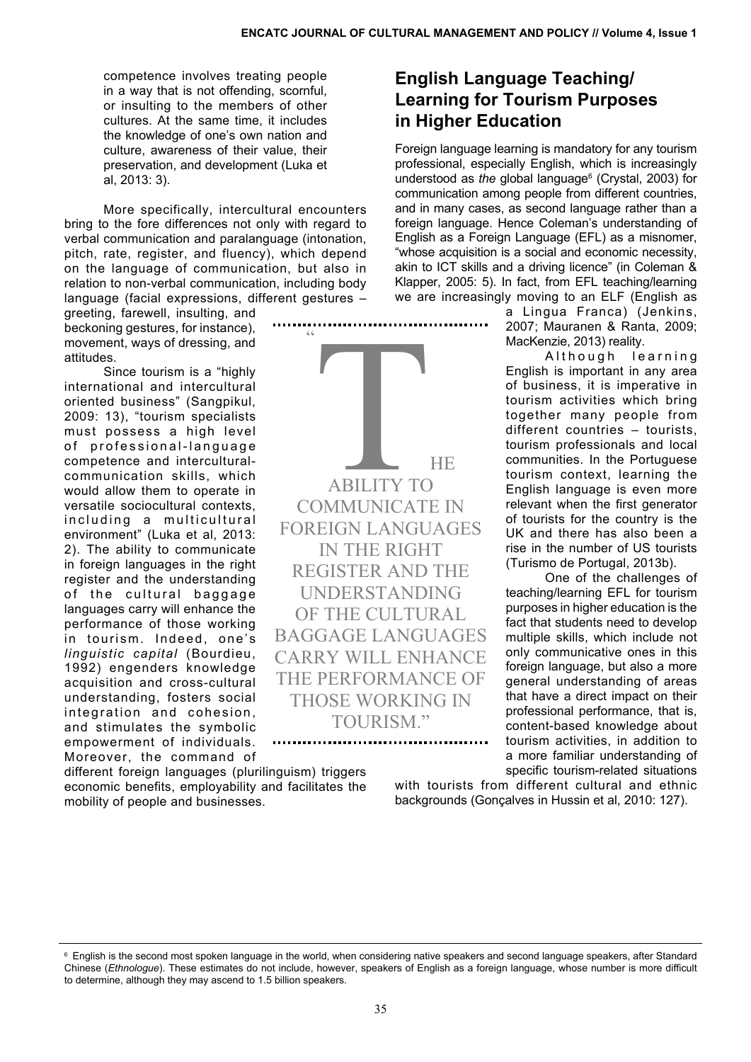competence involves treating people in a way that is not offending, scornful, or insulting to the members of other cultures. At the same time, it includes the knowledge of one's own nation and culture, awareness of their value, their preservation, and development (Luka et al, 2013: 3).

More specifically, intercultural encounters bring to the fore differences not only with regard to verbal communication and paralanguage (intonation, pitch, rate, register, and fluency), which depend on the language of communication, but also in relation to non-verbal communication, including body language (facial expressions, different gestures – greeting, farewell, insulting, and beckoning gestures, for instance), movement, ways of dressing, and attitudes.

Since tourism is a "highly international and intercultural oriented business" (Sangpikul, 2009: 13), "tourism specialists must possess a high level of professional-language competence and intercultural-communication skills, which would allow them to operate in versatile sociocultural contexts, including a multicultural environment" (Luka et al, 2013: 2). The ability to communicate in foreign languages in the right register and the understanding of the cultural baggage languages carry will enhance the performance of those working in tourism. Indeed, one's *linguistic capital* (Bourdieu, 1992) engenders knowledge acquisition and cross-cultural understanding, fosters social integration and cohesion, and stimulates the symbolic empowerment of individuals. Moreover, the command of different foreign languages (plurilinguism) triggers economic benefits, employability and facilitates the mobility of people and businesses.

> "THE ABILITY TO COMMUNICATE IN FOREIGN LANGUAGES IN THE RIGHT REGISTER AND THE UNDERSTANDING OF THE CULTURAL BAGGAGE LANGUAGES CARRY WILL ENHANCE THE PERFORMANCE OF THOSE WORKING IN TOURISM."

## English Language Teaching/ Learning for Tourism Purposes in Higher Education

Foreign language learning is mandatory for any tourism professional, especially English, which is increasingly understood as *the* global language[6] (Crystal, 2003) for communication among people from different countries, and in many cases, as second language rather than a foreign language. Hence Coleman's understanding of English as a Foreign Language (EFL) as a misnomer, "whose acquisition is a social and economic necessity, akin to ICT skills and a driving licence" (in Coleman & Klapper, 2005: 5). In fact, from EFL teaching/learning we are increasingly moving to an ELF (English as a Lingua Franca) (Jenkins, 2007; Mauranen & Ranta, 2009; MacKenzie, 2013) reality.

Although learning English is important in any area of business, it is imperative in tourism activities which bring together many people from different countries – tourists, tourism professionals and local communities. In the Portuguese tourism context, learning the English language is even more relevant when the first generator of tourists for the country is the UK and there has also been a rise in the number of US tourists (Turismo de Portugal, 2013b).

One of the challenges of teaching/learning EFL for tourism purposes in higher education is the fact that students need to develop multiple skills, which include not only communicative ones in this foreign language, but also a more general understanding of areas that have a direct impact on their professional performance, that is, content-based knowledge about tourism activities, in addition to a more familiar understanding of specific tourism-related situations with tourists from different cultural and ethnic backgrounds (Gonçalves in Hussin et al, 2010: 127).

[6] English is the second most spoken language in the world, when considering native speakers and second language speakers, after Standard Chinese (*Ethnologue*). These estimates do not include, however, speakers of English as a foreign language, whose number is more difficult to determine, although they may ascend to 1.5 billion speakers.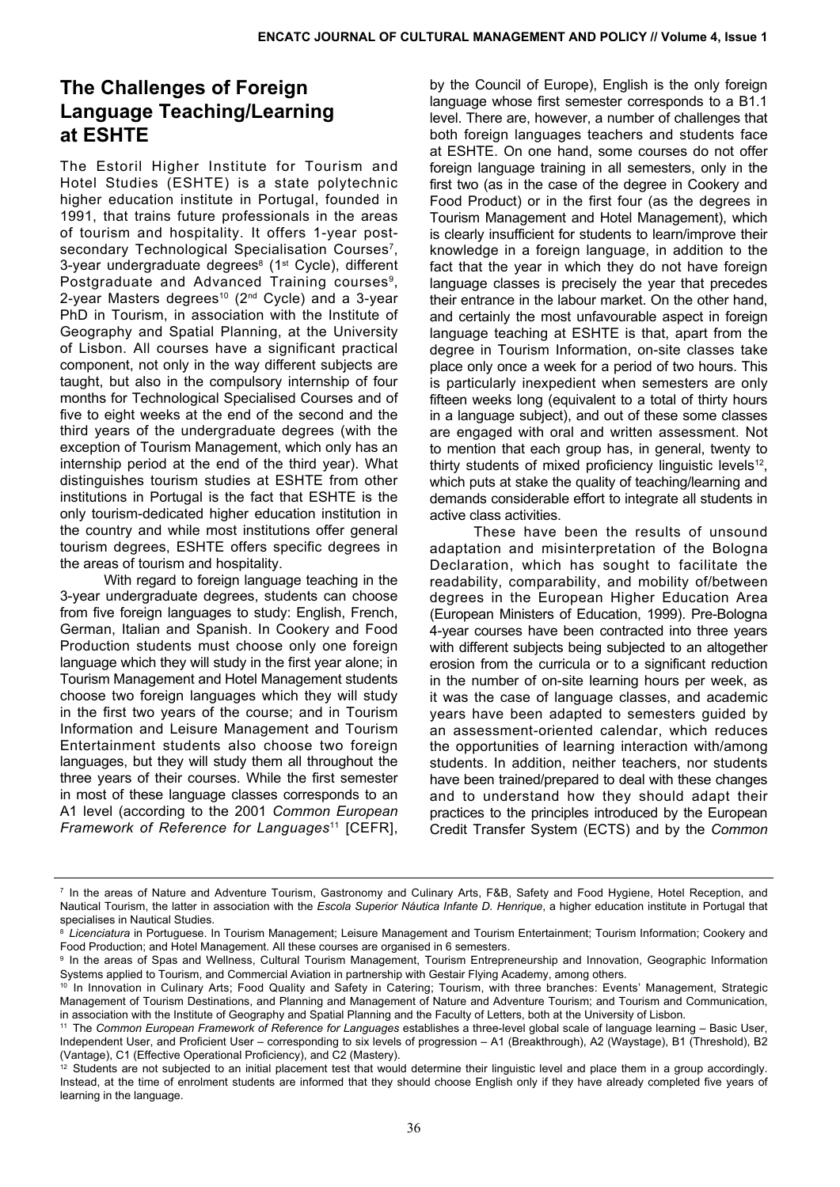## The Challenges of Foreign Language Teaching/Learning at ESHTE

The Estoril Higher Institute for Tourism and Hotel Studies (ESHTE) is a state polytechnic higher education institute in Portugal, founded in 1991, that trains future professionals in the areas of tourism and hospitality. It offers 1-year post-secondary Technological Specialisation Courses[7], 3-year undergraduate degrees[8] (1st Cycle), different Postgraduate and Advanced Training courses[9], 2-year Masters degrees[10] (2nd Cycle) and a 3-year PhD in Tourism, in association with the Institute of Geography and Spatial Planning, at the University of Lisbon. All courses have a significant practical component, not only in the way different subjects are taught, but also in the compulsory internship of four months for Technological Specialised Courses and of five to eight weeks at the end of the second and the third years of the undergraduate degrees (with the exception of Tourism Management, which only has an internship period at the end of the third year). What distinguishes tourism studies at ESHTE from other institutions in Portugal is the fact that ESHTE is the only tourism-dedicated higher education institution in the country and while most institutions offer general tourism degrees, ESHTE offers specific degrees in the areas of tourism and hospitality.

With regard to foreign language teaching in the 3-year undergraduate degrees, students can choose from five foreign languages to study: English, French, German, Italian and Spanish. In Cookery and Food Production students must choose only one foreign language which they will study in the first year alone; in Tourism Management and Hotel Management students choose two foreign languages which they will study in the first two years of the course; and in Tourism Information and Leisure Management and Tourism Entertainment students also choose two foreign languages, but they will study them all throughout the three years of their courses. While the first semester in most of these language classes corresponds to an A1 level (according to the 2001 *Common European Framework of Reference for Languages*[11] [CEFR], by the Council of Europe), English is the only foreign language whose first semester corresponds to a B1.1 level. There are, however, a number of challenges that both foreign languages teachers and students face at ESHTE. On one hand, some courses do not offer foreign language training in all semesters, only in the first two (as in the case of the degree in Cookery and Food Product) or in the first four (as the degrees in Tourism Management and Hotel Management), which is clearly insufficient for students to learn/improve their knowledge in a foreign language, in addition to the fact that the year in which they do not have foreign language classes is precisely the year that precedes their entrance in the labour market. On the other hand, and certainly the most unfavourable aspect in foreign language teaching at ESHTE is that, apart from the degree in Tourism Information, on-site classes take place only once a week for a period of two hours. This is particularly inexpedient when semesters are only fifteen weeks long (equivalent to a total of thirty hours in a language subject), and out of these some classes are engaged with oral and written assessment. Not to mention that each group has, in general, twenty to thirty students of mixed proficiency linguistic levels[12], which puts at stake the quality of teaching/learning and demands considerable effort to integrate all students in active class activities.

These have been the results of unsound adaptation and misinterpretation of the Bologna Declaration, which has sought to facilitate the readability, comparability, and mobility of/between degrees in the European Higher Education Area (European Ministers of Education, 1999). Pre-Bologna 4-year courses have been contracted into three years with different subjects being subjected to an altogether erosion from the curricula or to a significant reduction in the number of on-site learning hours per week, as it was the case of language classes, and academic years have been adapted to semesters guided by an assessment-oriented calendar, which reduces the opportunities of learning interaction with/among students. In addition, neither teachers, nor students have been trained/prepared to deal with these changes and to understand how they should adapt their practices to the principles introduced by the European Credit Transfer System (ECTS) and by the *Common*

---

[7] In the areas of Nature and Adventure Tourism, Gastronomy and Culinary Arts, F&B, Safety and Food Hygiene, Hotel Reception, and Nautical Tourism, the latter in association with the *Escola Superior Náutica Infante D. Henrique*, a higher education institute in Portugal that specialises in Nautical Studies.

[8] *Licenciatura* in Portuguese. In Tourism Management; Leisure Management and Tourism Entertainment; Tourism Information; Cookery and Food Production; and Hotel Management. All these courses are organised in 6 semesters.

[9] In the areas of Spas and Wellness, Cultural Tourism Management, Tourism Entrepreneurship and Innovation, Geographic Information Systems applied to Tourism, and Commercial Aviation in partnership with Gestair Flying Academy, among others.

[10] In Innovation in Culinary Arts; Food Quality and Safety in Catering; Tourism, with three branches: Events' Management, Strategic Management of Tourism Destinations, and Planning and Management of Nature and Adventure Tourism; and Tourism and Communication, in association with the Institute of Geography and Spatial Planning and the Faculty of Letters, both at the University of Lisbon.

[11] The *Common European Framework of Reference for Languages* establishes a three-level global scale of language learning – Basic User, Independent User, and Proficient User – corresponding to six levels of progression – A1 (Breakthrough), A2 (Waystage), B1 (Threshold), B2 (Vantage), C1 (Effective Operational Proficiency), and C2 (Mastery).

[12] Students are not subjected to an initial placement test that would determine their linguistic level and place them in a group accordingly. Instead, at the time of enrolment students are informed that they should choose English only if they have already completed five years of learning in the language.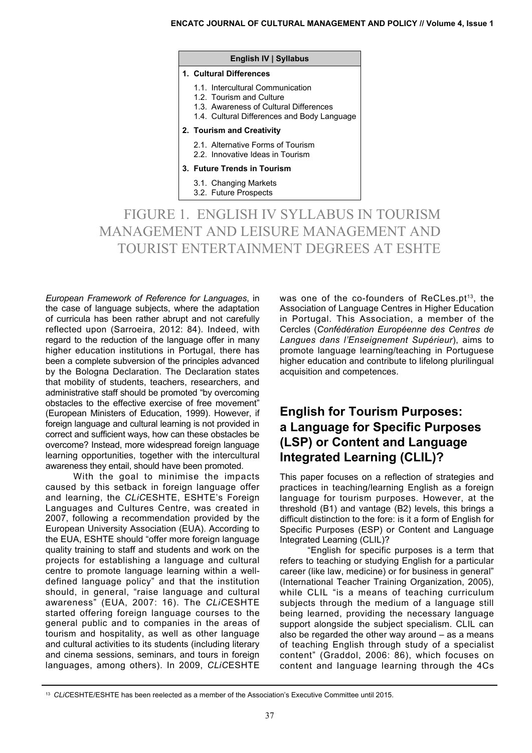**English IV | Syllabus**

**1. Cultural Differences**

- 1.1. Intercultural Communication
- 1.2. Tourism and Culture
- 1.3. Awareness of Cultural Differences
- 1.4. Cultural Differences and Body Language

**2. Tourism and Creativity**

- 2.1. Alternative Forms of Tourism
- 2.2. Innovative Ideas in Tourism

**3. Future Trends in Tourism**

- 3.1. Changing Markets
- 3.2. Future Prospects

FIGURE 1. ENGLISH IV SYLLABUS IN TOURISM MANAGEMENT AND LEISURE MANAGEMENT AND TOURIST ENTERTAINMENT DEGREES AT ESHTE

*European Framework of Reference for Languages*, in the case of language subjects, where the adaptation of curricula has been rather abrupt and not carefully reflected upon (Sarroeira, 2012: 84). Indeed, with regard to the reduction of the language offer in many higher education institutions in Portugal, there has been a complete subversion of the principles advanced by the Bologna Declaration. The Declaration states that mobility of students, teachers, researchers, and administrative staff should be promoted "by overcoming obstacles to the effective exercise of free movement" (European Ministers of Education, 1999). However, if foreign language and cultural learning is not provided in correct and sufficient ways, how can these obstacles be overcome? Instead, more widespread foreign language learning opportunities, together with the intercultural awareness they entail, should have been promoted.

With the goal to minimise the impacts caused by this setback in foreign language offer and learning, the *CLiC*ESHTE, ESHTE's Foreign Languages and Cultures Centre, was created in 2007, following a recommendation provided by the European University Association (EUA). According to the EUA, ESHTE should "offer more foreign language quality training to staff and students and work on the projects for establishing a language and cultural centre to promote language learning within a well-defined language policy" and that the institution should, in general, "raise language and cultural awareness" (EUA, 2007: 16). The *CLiC*ESHTE started offering foreign language courses to the general public and to companies in the areas of tourism and hospitality, as well as other language and cultural activities to its students (including literary and cinema sessions, seminars, and tours in foreign languages, among others). In 2009, *CLiC*ESHTE was one of the co-founders of ReCLes.pt[13], the Association of Language Centres in Higher Education in Portugal. This Association, a member of the Cercles (*Confédération Européenne des Centres de Langues dans l'Enseignement Supérieur*), aims to promote language learning/teaching in Portuguese higher education and contribute to lifelong plurilingual acquisition and competences.

## English for Tourism Purposes: a Language for Specific Purposes (LSP) or Content and Language Integrated Learning (CLIL)?

This paper focuses on a reflection of strategies and practices in teaching/learning English as a foreign language for tourism purposes. However, at the threshold (B1) and vantage (B2) levels, this brings a difficult distinction to the fore: is it a form of English for Specific Purposes (ESP) or Content and Language Integrated Learning (CLIL)?

"English for specific purposes is a term that refers to teaching or studying English for a particular career (like law, medicine) or for business in general" (International Teacher Training Organization, 2005), while CLIL "is a means of teaching curriculum subjects through the medium of a language still being learned, providing the necessary language support alongside the subject specialism. CLIL can also be regarded the other way around – as a means of teaching English through study of a specialist content" (Graddol, 2006: 86), which focuses on content and language learning through the 4Cs

[13] *CLiC*ESHTE/ESHTE has been reelected as a member of the Association's Executive Committee until 2015.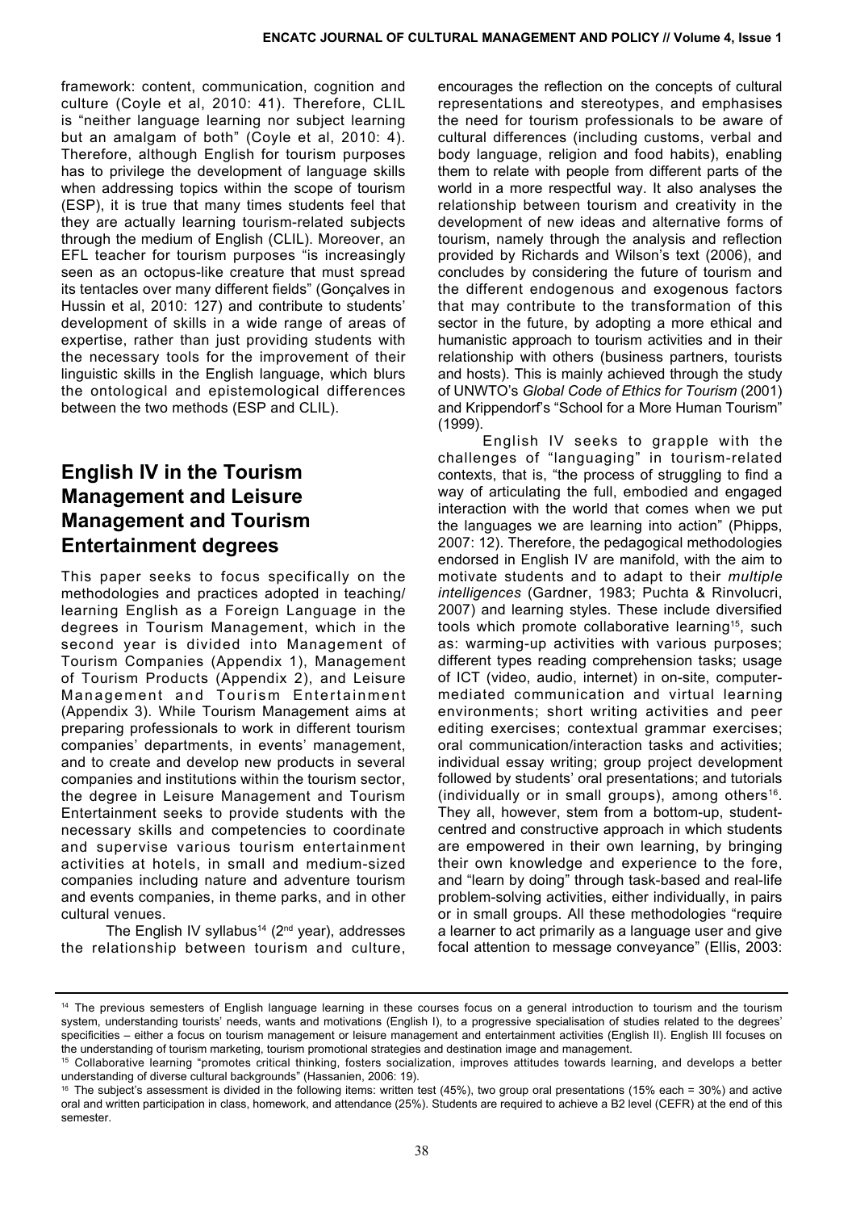framework: content, communication, cognition and culture (Coyle et al, 2010: 41). Therefore, CLIL is "neither language learning nor subject learning but an amalgam of both" (Coyle et al, 2010: 4). Therefore, although English for tourism purposes has to privilege the development of language skills when addressing topics within the scope of tourism (ESP), it is true that many times students feel that they are actually learning tourism-related subjects through the medium of English (CLIL). Moreover, an EFL teacher for tourism purposes "is increasingly seen as an octopus-like creature that must spread its tentacles over many different fields" (Gonçalves in Hussin et al, 2010: 127) and contribute to students' development of skills in a wide range of areas of expertise, rather than just providing students with the necessary tools for the improvement of their linguistic skills in the English language, which blurs the ontological and epistemological differences between the two methods (ESP and CLIL).

## English IV in the Tourism Management and Leisure Management and Tourism Entertainment degrees

This paper seeks to focus specifically on the methodologies and practices adopted in teaching/ learning English as a Foreign Language in the degrees in Tourism Management, which in the second year is divided into Management of Tourism Companies (Appendix 1), Management of Tourism Products (Appendix 2), and Leisure Management and Tourism Entertainment (Appendix 3). While Tourism Management aims at preparing professionals to work in different tourism companies' departments, in events' management, and to create and develop new products in several companies and institutions within the tourism sector, the degree in Leisure Management and Tourism Entertainment seeks to provide students with the necessary skills and competencies to coordinate and supervise various tourism entertainment activities at hotels, in small and medium-sized companies including nature and adventure tourism and events companies, in theme parks, and in other cultural venues.

The English IV syllabus[14] (2nd year), addresses the relationship between tourism and culture, encourages the reflection on the concepts of cultural representations and stereotypes, and emphasises the need for tourism professionals to be aware of cultural differences (including customs, verbal and body language, religion and food habits), enabling them to relate with people from different parts of the world in a more respectful way. It also analyses the relationship between tourism and creativity in the development of new ideas and alternative forms of tourism, namely through the analysis and reflection provided by Richards and Wilson's text (2006), and concludes by considering the future of tourism and the different endogenous and exogenous factors that may contribute to the transformation of this sector in the future, by adopting a more ethical and humanistic approach to tourism activities and in their relationship with others (business partners, tourists and hosts). This is mainly achieved through the study of UNWTO's *Global Code of Ethics for Tourism* (2001) and Krippendorf's "School for a More Human Tourism" (1999).

English IV seeks to grapple with the challenges of "languaging" in tourism-related contexts, that is, "the process of struggling to find a way of articulating the full, embodied and engaged interaction with the world that comes when we put the languages we are learning into action" (Phipps, 2007: 12). Therefore, the pedagogical methodologies endorsed in English IV are manifold, with the aim to motivate students and to adapt to their *multiple intelligences* (Gardner, 1983; Puchta & Rinvolucri, 2007) and learning styles. These include diversified tools which promote collaborative learning[15], such as: warming-up activities with various purposes; different types reading comprehension tasks; usage of ICT (video, audio, internet) in on-site, computer-mediated communication and virtual learning environments; short writing activities and peer editing exercises; contextual grammar exercises; oral communication/interaction tasks and activities; individual essay writing; group project development followed by students' oral presentations; and tutorials (individually or in small groups), among others[16]. They all, however, stem from a bottom-up, student-centred and constructive approach in which students are empowered in their own learning, by bringing their own knowledge and experience to the fore, and "learn by doing" through task-based and real-life problem-solving activities, either individually, in pairs or in small groups. All these methodologies "require a learner to act primarily as a language user and give focal attention to message conveyance" (Ellis, 2003:

---

[14] The previous semesters of English language learning in these courses focus on a general introduction to tourism and the tourism system, understanding tourists' needs, wants and motivations (English I), to a progressive specialisation of studies related to the degrees' specificities – either a focus on tourism management or leisure management and entertainment activities (English II). English III focuses on the understanding of tourism marketing, tourism promotional strategies and destination image and management.

[15] Collaborative learning "promotes critical thinking, fosters socialization, improves attitudes towards learning, and develops a better understanding of diverse cultural backgrounds" (Hassanien, 2006: 19).

[16] The subject's assessment is divided in the following items: written test (45%), two group oral presentations (15% each = 30%) and active oral and written participation in class, homework, and attendance (25%). Students are required to achieve a B2 level (CEFR) at the end of this semester.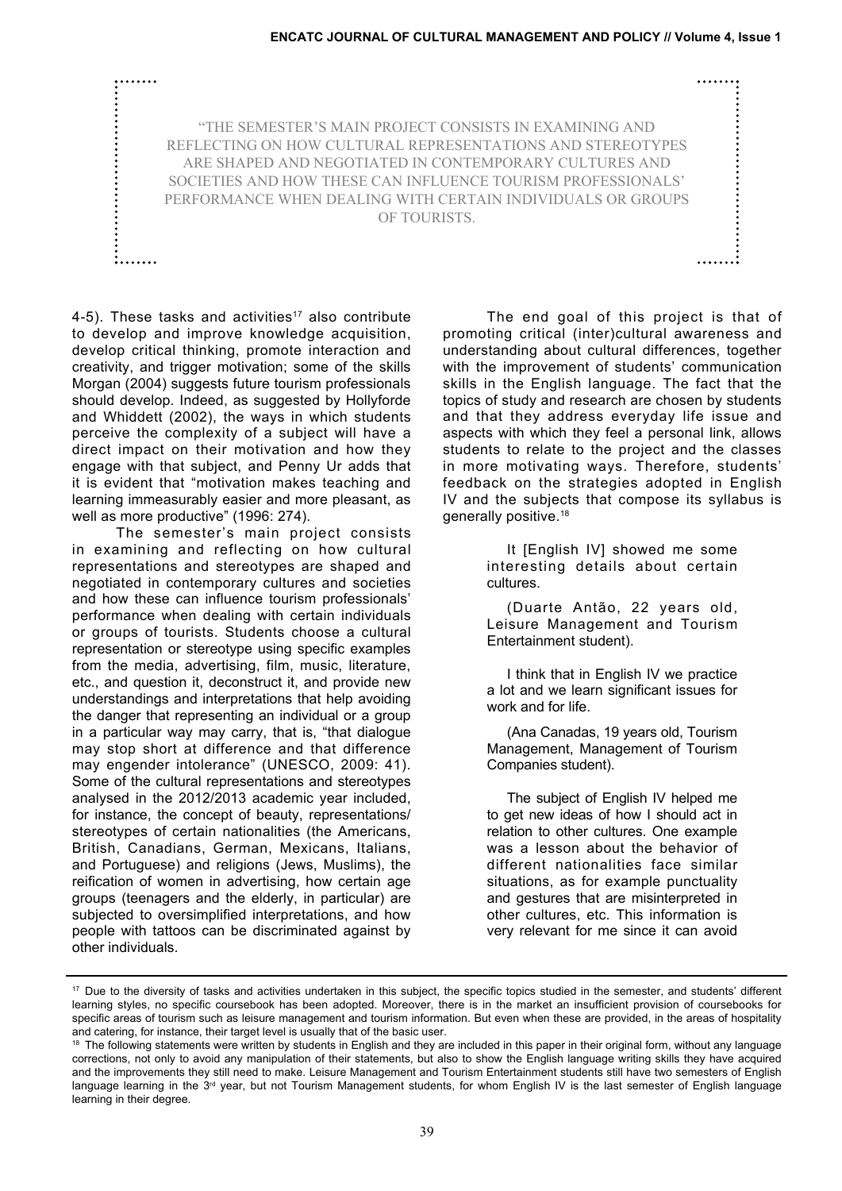> "THE SEMESTER'S MAIN PROJECT CONSISTS IN EXAMINING AND REFLECTING ON HOW CULTURAL REPRESENTATIONS AND STEREOTYPES ARE SHAPED AND NEGOTIATED IN CONTEMPORARY CULTURES AND SOCIETIES AND HOW THESE CAN INFLUENCE TOURISM PROFESSIONALS' PERFORMANCE WHEN DEALING WITH CERTAIN INDIVIDUALS OR GROUPS OF TOURISTS.

4-5). These tasks and activities[17] also contribute to develop and improve knowledge acquisition, develop critical thinking, promote interaction and creativity, and trigger motivation; some of the skills Morgan (2004) suggests future tourism professionals should develop. Indeed, as suggested by Hollyforde and Whiddett (2002), the ways in which students perceive the complexity of a subject will have a direct impact on their motivation and how they engage with that subject, and Penny Ur adds that it is evident that "motivation makes teaching and learning immeasurably easier and more pleasant, as well as more productive" (1996: 274).

The semester's main project consists in examining and reflecting on how cultural representations and stereotypes are shaped and negotiated in contemporary cultures and societies and how these can influence tourism professionals' performance when dealing with certain individuals or groups of tourists. Students choose a cultural representation or stereotype using specific examples from the media, advertising, film, music, literature, etc., and question it, deconstruct it, and provide new understandings and interpretations that help avoiding the danger that representing an individual or a group in a particular way may carry, that is, "that dialogue may stop short at difference and that difference may engender intolerance" (UNESCO, 2009: 41). Some of the cultural representations and stereotypes analysed in the 2012/2013 academic year included, for instance, the concept of beauty, representations/ stereotypes of certain nationalities (the Americans, British, Canadians, German, Mexicans, Italians, and Portuguese) and religions (Jews, Muslims), the reification of women in advertising, how certain age groups (teenagers and the elderly, in particular) are subjected to oversimplified interpretations, and how people with tattoos can be discriminated against by other individuals.

The end goal of this project is that of promoting critical (inter)cultural awareness and understanding about cultural differences, together with the improvement of students' communication skills in the English language. The fact that the topics of study and research are chosen by students and that they address everyday life issue and aspects with which they feel a personal link, allows students to relate to the project and the classes in more motivating ways. Therefore, students' feedback on the strategies adopted in English IV and the subjects that compose its syllabus is generally positive.[18]

> It [English IV] showed me some interesting details about certain cultures.
>
> (Duarte Antão, 22 years old, Leisure Management and Tourism Entertainment student).

> I think that in English IV we practice a lot and we learn significant issues for work and for life.
>
> (Ana Canadas, 19 years old, Tourism Management, Management of Tourism Companies student).

> The subject of English IV helped me to get new ideas of how I should act in relation to other cultures. One example was a lesson about the behavior of different nationalities face similar situations, as for example punctuality and gestures that are misinterpreted in other cultures, etc. This information is very relevant for me since it can avoid

---

[17] Due to the diversity of tasks and activities undertaken in this subject, the specific topics studied in the semester, and students' different learning styles, no specific coursebook has been adopted. Moreover, there is in the market an insufficient provision of coursebooks for specific areas of tourism such as leisure management and tourism information. But even when these are provided, in the areas of hospitality and catering, for instance, their target level is usually that of the basic user.

[18] The following statements were written by students in English and they are included in this paper in their original form, without any language corrections, not only to avoid any manipulation of their statements, but also to show the English language writing skills they have acquired and the improvements they still need to make. Leisure Management and Tourism Entertainment students still have two semesters of English language learning in the 3rd year, but not Tourism Management students, for whom English IV is the last semester of English language learning in their degree.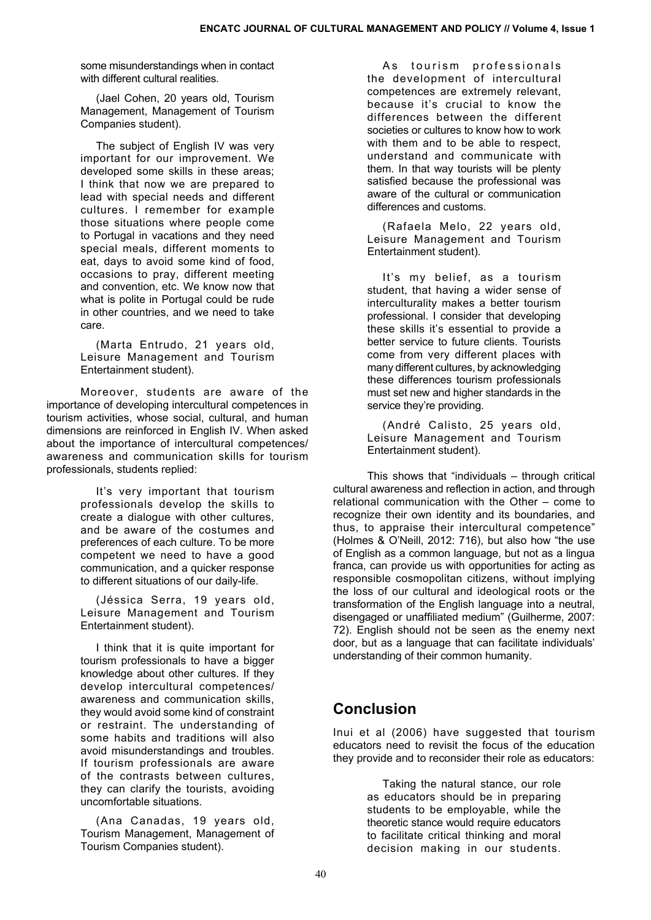> some misunderstandings when in contact with different cultural realities.
>
> (Jael Cohen, 20 years old, Tourism Management, Management of Tourism Companies student).

> The subject of English IV was very important for our improvement. We developed some skills in these areas; I think that now we are prepared to lead with special needs and different cultures. I remember for example those situations where people come to Portugal in vacations and they need special meals, different moments to eat, days to avoid some kind of food, occasions to pray, different meeting and convention, etc. We know now that what is polite in Portugal could be rude in other countries, and we need to take care.
>
> (Marta Entrudo, 21 years old, Leisure Management and Tourism Entertainment student).

Moreover, students are aware of the importance of developing intercultural competences in tourism activities, whose social, cultural, and human dimensions are reinforced in English IV. When asked about the importance of intercultural competences/ awareness and communication skills for tourism professionals, students replied:

> It's very important that tourism professionals develop the skills to create a dialogue with other cultures, and be aware of the costumes and preferences of each culture. To be more competent we need to have a good communication, and a quicker response to different situations of our daily-life.
>
> (Jéssica Serra, 19 years old, Leisure Management and Tourism Entertainment student).

> I think that it is quite important for tourism professionals to have a bigger knowledge about other cultures. If they develop intercultural competences/ awareness and communication skills, they would avoid some kind of constraint or restraint. The understanding of some habits and traditions will also avoid misunderstandings and troubles. If tourism professionals are aware of the contrasts between cultures, they can clarify the tourists, avoiding uncomfortable situations.
>
> (Ana Canadas, 19 years old, Tourism Management, Management of Tourism Companies student).

> As tourism professionals the development of intercultural competences are extremely relevant, because it's crucial to know the differences between the different societies or cultures to know how to work with them and to be able to respect, understand and communicate with them. In that way tourists will be plenty satisfied because the professional was aware of the cultural or communication differences and customs.
>
> (Rafaela Melo, 22 years old, Leisure Management and Tourism Entertainment student).

> It's my belief, as a tourism student, that having a wider sense of interculturality makes a better tourism professional. I consider that developing these skills it's essential to provide a better service to future clients. Tourists come from very different places with many different cultures, by acknowledging these differences tourism professionals must set new and higher standards in the service they're providing.
>
> (André Calisto, 25 years old, Leisure Management and Tourism Entertainment student).

This shows that "individuals – through critical cultural awareness and reflection in action, and through relational communication with the Other – come to recognize their own identity and its boundaries, and thus, to appraise their intercultural competence" (Holmes & O'Neill, 2012: 716), but also how "the use of English as a common language, but not as a lingua franca, can provide us with opportunities for acting as responsible cosmopolitan citizens, without implying the loss of our cultural and ideological roots or the transformation of the English language into a neutral, disengaged or unaffiliated medium" (Guilherme, 2007: 72). English should not be seen as the enemy next door, but as a language that can facilitate individuals' understanding of their common humanity.

## Conclusion

Inui et al (2006) have suggested that tourism educators need to revisit the focus of the education they provide and to reconsider their role as educators:

> Taking the natural stance, our role as educators should be in preparing students to be employable, while the theoretic stance would require educators to facilitate critical thinking and moral decision making in our students.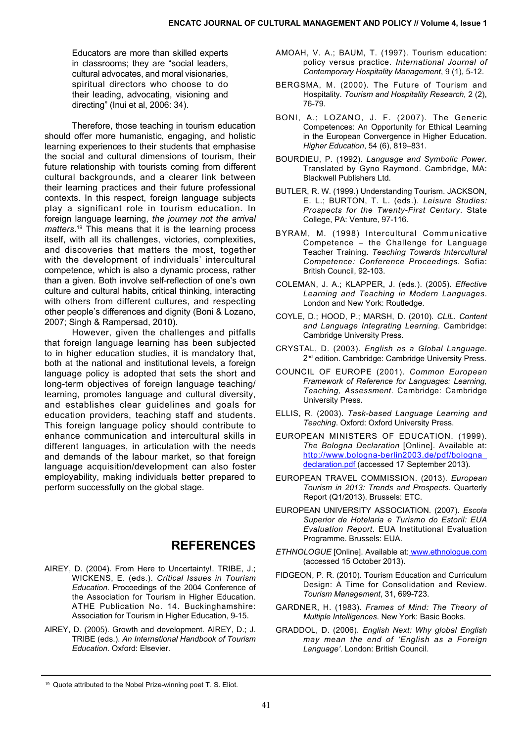> Educators are more than skilled experts in classrooms; they are "social leaders, cultural advocates, and moral visionaries, spiritual directors who choose to do their leading, advocating, visioning and directing" (Inui et al, 2006: 34).

Therefore, those teaching in tourism education should offer more humanistic, engaging, and holistic learning experiences to their students that emphasise the social and cultural dimensions of tourism, their future relationship with tourists coming from different cultural backgrounds, and a clearer link between their learning practices and their future professional contexts. In this respect, foreign language subjects play a significant role in tourism education. In foreign language learning, *the journey not the arrival matters*.[19] This means that it is the learning process itself, with all its challenges, victories, complexities, and discoveries that matters the most, together with the development of individuals' intercultural competence, which is also a dynamic process, rather than a given. Both involve self-reflection of one's own culture and cultural habits, critical thinking, interacting with others from different cultures, and respecting other people's differences and dignity (Boni & Lozano, 2007; Singh & Rampersad, 2010).

However, given the challenges and pitfalls that foreign language learning has been subjected to in higher education studies, it is mandatory that, both at the national and institutional levels, a foreign language policy is adopted that sets the short and long-term objectives of foreign language teaching/learning, promotes language and cultural diversity, and establishes clear guidelines and goals for education providers, teaching staff and students. This foreign language policy should contribute to enhance communication and intercultural skills in different languages, in articulation with the needs and demands of the labour market, so that foreign language acquisition/development can also foster employability, making individuals better prepared to perform successfully on the global stage.

## REFERENCES

AIREY, D. (2004). From Here to Uncertainty!. TRIBE, J.; WICKENS, E. (eds.). *Critical Issues in Tourism Education.* Proceedings of the 2004 Conference of the Association for Tourism in Higher Education. ATHE Publication No. 14. Buckinghamshire: Association for Tourism in Higher Education, 9-15.

AIREY, D. (2005). Growth and development. AIREY, D.; J. TRIBE (eds.). *An International Handbook of Tourism Education*. Oxford: Elsevier.

AMOAH, V. A.; BAUM, T. (1997). Tourism education: policy versus practice. *International Journal of Contemporary Hospitality Management*, 9 (1), 5-12.

BERGSMA, M. (2000). The Future of Tourism and Hospitality. *Tourism and Hospitality Research*, 2 (2), 76-79.

BONI, A.; LOZANO, J. F. (2007). The Generic Competences: An Opportunity for Ethical Learning in the European Convergence in Higher Education. *Higher Education*, 54 (6), 819–831.

BOURDIEU, P. (1992). *Language and Symbolic Power*. Translated by Gyno Raymond. Cambridge, MA: Blackwell Publishers Ltd.

BUTLER, R. W. (1999.) Understanding Tourism. JACKSON, E. L.; BURTON, T. L. (eds.). *Leisure Studies: Prospects for the Twenty-First Century*. State College, PA: Venture, 97-116.

BYRAM, M. (1998) Intercultural Communicative Competence – the Challenge for Language Teacher Training. *Teaching Towards Intercultural Competence: Conference Proceedings*. Sofia: British Council, 92-103.

COLEMAN, J. A.; KLAPPER, J. (eds.). (2005). *Effective Learning and Teaching in Modern Languages*. London and New York: Routledge.

COYLE, D.; HOOD, P.; MARSH, D. (2010). *CLIL. Content and Language Integrating Learning*. Cambridge: Cambridge University Press.

CRYSTAL, D. (2003). *English as a Global Language*. 2nd edition. Cambridge: Cambridge University Press.

COUNCIL OF EUROPE (2001). *Common European Framework of Reference for Languages: Learning, Teaching, Assessment*. Cambridge: Cambridge University Press.

ELLIS, R. (2003). *Task-based Language Learning and Teaching*. Oxford: Oxford University Press.

EUROPEAN MINISTERS OF EDUCATION. (1999). *The Bologna Declaration* [Online]. Available at: http://www.bologna-berlin2003.de/pdf/bologna_declaration.pdf (accessed 17 September 2013).

EUROPEAN TRAVEL COMMISSION. (2013). *European Tourism in 2013: Trends and Prospects.* Quarterly Report (Q1/2013). Brussels: ETC.

EUROPEAN UNIVERSITY ASSOCIATION. (2007). *Escola Superior de Hotelaria e Turismo do Estoril: EUA Evaluation Report*. EUA Institutional Evaluation Programme. Brussels: EUA.

*ETHNOLOGUE* [Online]. Available at: www.ethnologue.com (accessed 15 October 2013).

FIDGEON, P. R. (2010). Tourism Education and Curriculum Design: A Time for Consolidation and Review. *Tourism Management*, 31, 699-723.

GARDNER, H. (1983). *Frames of Mind: The Theory of Multiple Intelligences*. New York: Basic Books.

GRADDOL, D. (2006). *English Next: Why global English may mean the end of 'English as a Foreign Language'*. London: British Council.

---

[19] Quote attributed to the Nobel Prize-winning poet T. S. Eliot.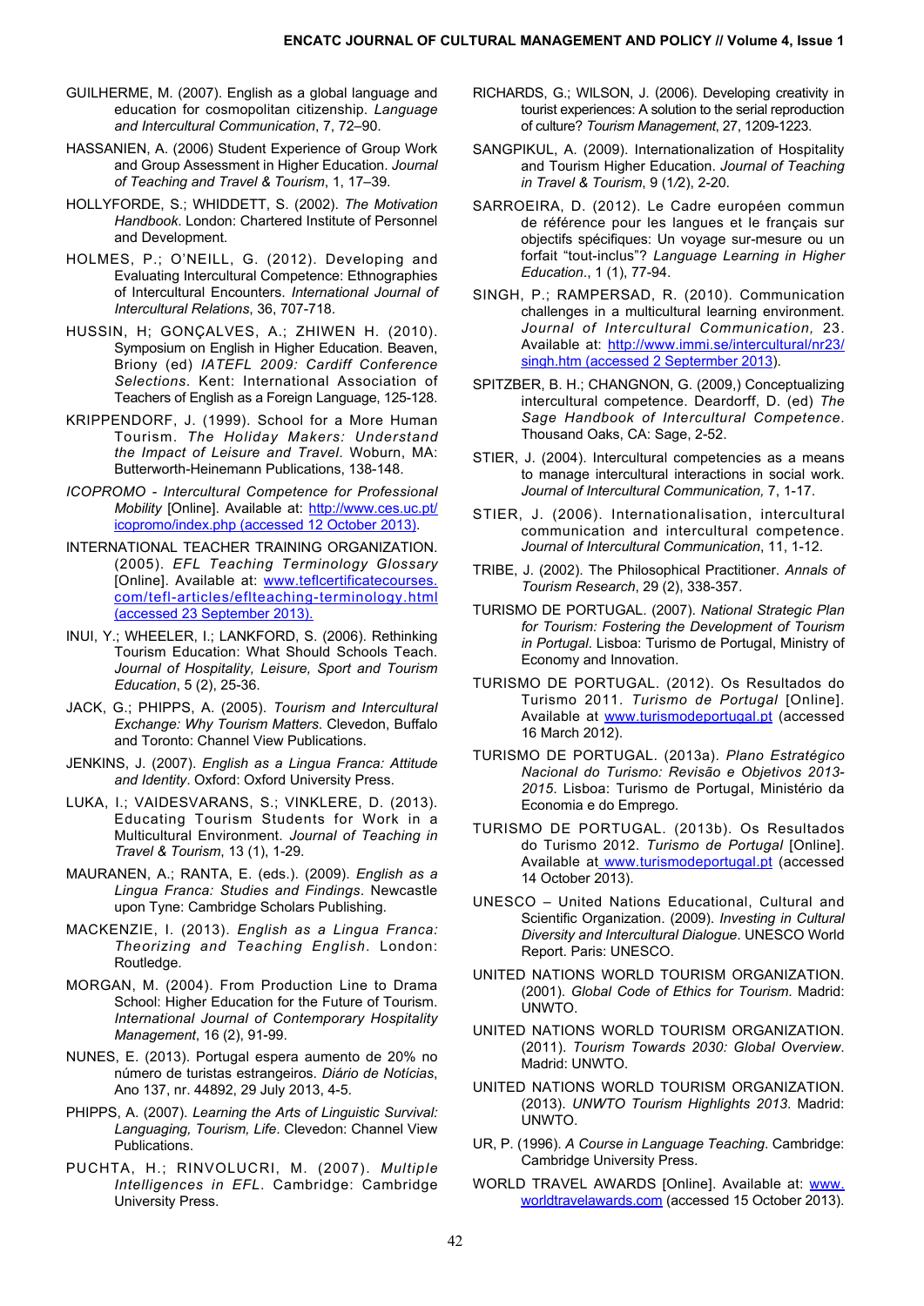GUILHERME, M. (2007). English as a global language and education for cosmopolitan citizenship. *Language and Intercultural Communication*, 7, 72–90.

HASSANIEN, A. (2006) Student Experience of Group Work and Group Assessment in Higher Education. *Journal of Teaching and Travel & Tourism*, 1, 17–39.

HOLLYFORDE, S.; WHIDDETT, S. (2002). *The Motivation Handbook*. London: Chartered Institute of Personnel and Development.

HOLMES, P.; O'NEILL, G. (2012). Developing and Evaluating Intercultural Competence: Ethnographies of Intercultural Encounters. *International Journal of Intercultural Relations*, 36, 707-718.

HUSSIN, H; GONÇALVES, A.; ZHIWEN H. (2010). Symposium on English in Higher Education. Beaven, Briony (ed) *IATEFL 2009: Cardiff Conference Selections*. Kent: International Association of Teachers of English as a Foreign Language, 125-128.

KRIPPENDORF, J. (1999). School for a More Human Tourism. *The Holiday Makers: Understand the Impact of Leisure and Travel*. Woburn, MA: Butterworth-Heinemann Publications, 138-148.

*ICOPROMO - Intercultural Competence for Professional Mobility* [Online]. Available at: [http://www.ces.uc.pt/icopromo/index.php (accessed 12 October 2013)](http://www.ces.uc.pt/icopromo/index.php).

INTERNATIONAL TEACHER TRAINING ORGANIZATION. (2005). *EFL Teaching Terminology Glossary* [Online]. Available at: [www.teflcertificatecourses.com/tefl-articles/eflteaching-terminology.html (accessed 23 September 2013).](www.teflcertificatecourses.com/tefl-articles/eflteaching-terminology.html)

INUI, Y.; WHEELER, I.; LANKFORD, S. (2006). Rethinking Tourism Education: What Should Schools Teach. *Journal of Hospitality, Leisure, Sport and Tourism Education*, 5 (2), 25-36.

JACK, G.; PHIPPS, A. (2005). *Tourism and Intercultural Exchange: Why Tourism Matters*. Clevedon, Buffalo and Toronto: Channel View Publications.

JENKINS, J. (2007). *English as a Lingua Franca: Attitude and Identity*. Oxford: Oxford University Press.

LUKA, I.; VAIDESVARANS, S.; VINKLERE, D. (2013). Educating Tourism Students for Work in a Multicultural Environment. *Journal of Teaching in Travel & Tourism*, 13 (1), 1-29.

MAURANEN, A.; RANTA, E. (eds.). (2009). *English as a Lingua Franca: Studies and Findings*. Newcastle upon Tyne: Cambridge Scholars Publishing.

MACKENZIE, I. (2013). *English as a Lingua Franca: Theorizing and Teaching English*. London: Routledge.

MORGAN, M. (2004). From Production Line to Drama School: Higher Education for the Future of Tourism. *International Journal of Contemporary Hospitality Management*, 16 (2), 91-99.

NUNES, E. (2013). Portugal espera aumento de 20% no número de turistas estrangeiros. *Diário de Notícias*, Ano 137, nr. 44892, 29 July 2013, 4-5.

PHIPPS, A. (2007). *Learning the Arts of Linguistic Survival: Languaging, Tourism, Life*. Clevedon: Channel View Publications.

PUCHTA, H.; RINVOLUCRI, M. (2007). *Multiple Intelligences in EFL*. Cambridge: Cambridge University Press.

RICHARDS, G.; WILSON, J. (2006). Developing creativity in tourist experiences: A solution to the serial reproduction of culture? *Tourism Management*, 27, 1209-1223.

SANGPIKUL, A. (2009). Internationalization of Hospitality and Tourism Higher Education. *Journal of Teaching in Travel & Tourism*, 9 (1⁄2), 2-20.

SARROEIRA, D. (2012). Le Cadre européen commun de référence pour les langues et le français sur objectifs spécifiques: Un voyage sur-mesure ou un forfait "tout-inclus"? *Language Learning in Higher Education*., 1 (1), 77-94.

SINGH, P.; RAMPERSAD, R. (2010). Communication challenges in a multicultural learning environment. *Journal of Intercultural Communication,* 23. Available at: [http://www.immi.se/intercultural/nr23/singh.htm (accessed 2 Septermber 2013)](http://www.immi.se/intercultural/nr23/singh.htm).

SPITZBER, B. H.; CHANGNON, G. (2009,) Conceptualizing intercultural competence. Deardorff, D. (ed) *The Sage Handbook of Intercultural Competence*. Thousand Oaks, CA: Sage, 2-52.

STIER, J. (2004). Intercultural competencies as a means to manage intercultural interactions in social work. *Journal of Intercultural Communication*, 7, 1-17.

STIER, J. (2006). Internationalisation, intercultural communication and intercultural competence. *Journal of Intercultural Communication*, 11, 1-12.

TRIBE, J. (2002). The Philosophical Practitioner. *Annals of Tourism Research*, 29 (2), 338-357.

TURISMO DE PORTUGAL. (2007). *National Strategic Plan for Tourism: Fostering the Development of Tourism in Portugal*. Lisboa: Turismo de Portugal, Ministry of Economy and Innovation.

TURISMO DE PORTUGAL. (2012). Os Resultados do Turismo 2011. *Turismo de Portugal* [Online]. Available at [www.turismodeportugal.pt](www.turismodeportugal.pt) (accessed 16 March 2012).

TURISMO DE PORTUGAL. (2013a). *Plano Estratégico Nacional do Turismo: Revisão e Objetivos 2013-2015*. Lisboa: Turismo de Portugal, Ministério da Economia e do Emprego.

TURISMO DE PORTUGAL. (2013b). Os Resultados do Turismo 2012. *Turismo de Portugal* [Online]. Available at [www.turismodeportugal.pt](www.turismodeportugal.pt) (accessed 14 October 2013).

UNESCO – United Nations Educational, Cultural and Scientific Organization. (2009). *Investing in Cultural Diversity and Intercultural Dialogue*. UNESCO World Report. Paris: UNESCO.

UNITED NATIONS WORLD TOURISM ORGANIZATION. (2001). *Global Code of Ethics for Tourism*. Madrid: UNWTO.

UNITED NATIONS WORLD TOURISM ORGANIZATION. (2011). *Tourism Towards 2030: Global Overview*. Madrid: UNWTO.

UNITED NATIONS WORLD TOURISM ORGANIZATION. (2013). *UNWTO Tourism Highlights 2013*. Madrid: UNWTO.

UR, P. (1996). *A Course in Language Teaching*. Cambridge: Cambridge University Press.

WORLD TRAVEL AWARDS [Online]. Available at: [www.worldtravelawards.com](www.worldtravelawards.com) (accessed 15 October 2013).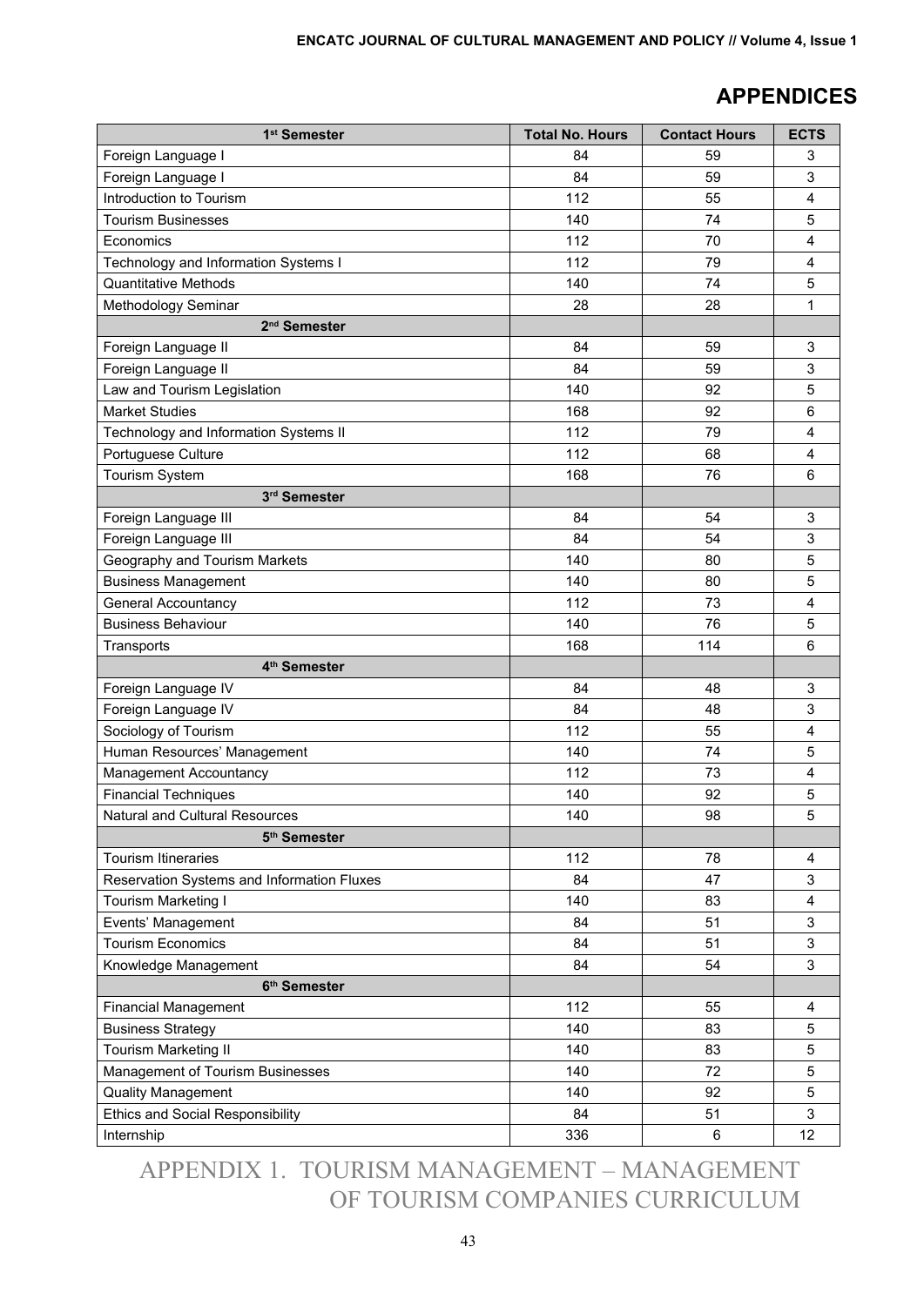# APPENDICES

| 1st Semester | Total No. Hours | Contact Hours | ECTS |
|---|---|---|---|
| Foreign Language I | 84 | 59 | 3 |
| Foreign Language I | 84 | 59 | 3 |
| Introduction to Tourism | 112 | 55 | 4 |
| Tourism Businesses | 140 | 74 | 5 |
| Economics | 112 | 70 | 4 |
| Technology and Information Systems I | 112 | 79 | 4 |
| Quantitative Methods | 140 | 74 | 5 |
| Methodology Seminar | 28 | 28 | 1 |
| **2nd Semester** | | | |
| Foreign Language II | 84 | 59 | 3 |
| Foreign Language II | 84 | 59 | 3 |
| Law and Tourism Legislation | 140 | 92 | 5 |
| Market Studies | 168 | 92 | 6 |
| Technology and Information Systems II | 112 | 79 | 4 |
| Portuguese Culture | 112 | 68 | 4 |
| Tourism System | 168 | 76 | 6 |
| **3rd Semester** | | | |
| Foreign Language III | 84 | 54 | 3 |
| Foreign Language III | 84 | 54 | 3 |
| Geography and Tourism Markets | 140 | 80 | 5 |
| Business Management | 140 | 80 | 5 |
| General Accountancy | 112 | 73 | 4 |
| Business Behaviour | 140 | 76 | 5 |
| Transports | 168 | 114 | 6 |
| **4th Semester** | | | |
| Foreign Language IV | 84 | 48 | 3 |
| Foreign Language IV | 84 | 48 | 3 |
| Sociology of Tourism | 112 | 55 | 4 |
| Human Resources' Management | 140 | 74 | 5 |
| Management Accountancy | 112 | 73 | 4 |
| Financial Techniques | 140 | 92 | 5 |
| Natural and Cultural Resources | 140 | 98 | 5 |
| **5th Semester** | | | |
| Tourism Itineraries | 112 | 78 | 4 |
| Reservation Systems and Information Fluxes | 84 | 47 | 3 |
| Tourism Marketing I | 140 | 83 | 4 |
| Events' Management | 84 | 51 | 3 |
| Tourism Economics | 84 | 51 | 3 |
| Knowledge Management | 84 | 54 | 3 |
| **6th Semester** | | | |
| Financial Management | 112 | 55 | 4 |
| Business Strategy | 140 | 83 | 5 |
| Tourism Marketing II | 140 | 83 | 5 |
| Management of Tourism Businesses | 140 | 72 | 5 |
| Quality Management | 140 | 92 | 5 |
| Ethics and Social Responsibility | 84 | 51 | 3 |
| Internship | 336 | 6 | 12 |

APPENDIX 1. TOURISM MANAGEMENT – MANAGEMENT OF TOURISM COMPANIES CURRICULUM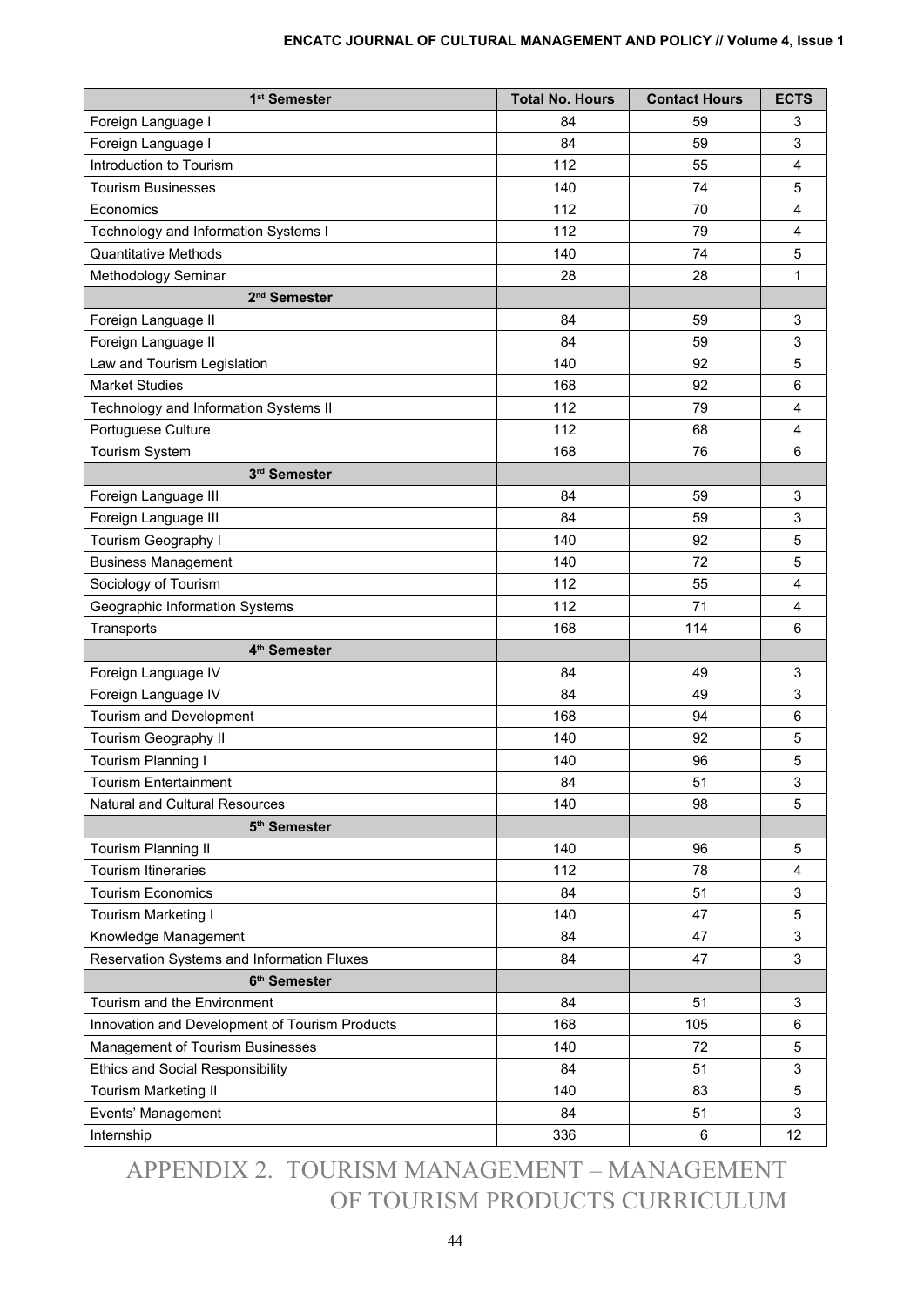| 1st Semester | Total No. Hours | Contact Hours | ECTS |
|---|---|---|---|
| Foreign Language I | 84 | 59 | 3 |
| Foreign Language I | 84 | 59 | 3 |
| Introduction to Tourism | 112 | 55 | 4 |
| Tourism Businesses | 140 | 74 | 5 |
| Economics | 112 | 70 | 4 |
| Technology and Information Systems I | 112 | 79 | 4 |
| Quantitative Methods | 140 | 74 | 5 |
| Methodology Seminar | 28 | 28 | 1 |
| **2nd Semester** | | | |
| Foreign Language II | 84 | 59 | 3 |
| Foreign Language II | 84 | 59 | 3 |
| Law and Tourism Legislation | 140 | 92 | 5 |
| Market Studies | 168 | 92 | 6 |
| Technology and Information Systems II | 112 | 79 | 4 |
| Portuguese Culture | 112 | 68 | 4 |
| Tourism System | 168 | 76 | 6 |
| **3rd Semester** | | | |
| Foreign Language III | 84 | 59 | 3 |
| Foreign Language III | 84 | 59 | 3 |
| Tourism Geography I | 140 | 92 | 5 |
| Business Management | 140 | 72 | 5 |
| Sociology of Tourism | 112 | 55 | 4 |
| Geographic Information Systems | 112 | 71 | 4 |
| Transports | 168 | 114 | 6 |
| **4th Semester** | | | |
| Foreign Language IV | 84 | 49 | 3 |
| Foreign Language IV | 84 | 49 | 3 |
| Tourism and Development | 168 | 94 | 6 |
| Tourism Geography II | 140 | 92 | 5 |
| Tourism Planning I | 140 | 96 | 5 |
| Tourism Entertainment | 84 | 51 | 3 |
| Natural and Cultural Resources | 140 | 98 | 5 |
| **5th Semester** | | | |
| Tourism Planning II | 140 | 96 | 5 |
| Tourism Itineraries | 112 | 78 | 4 |
| Tourism Economics | 84 | 51 | 3 |
| Tourism Marketing I | 140 | 47 | 5 |
| Knowledge Management | 84 | 47 | 3 |
| Reservation Systems and Information Fluxes | 84 | 47 | 3 |
| **6th Semester** | | | |
| Tourism and the Environment | 84 | 51 | 3 |
| Innovation and Development of Tourism Products | 168 | 105 | 6 |
| Management of Tourism Businesses | 140 | 72 | 5 |
| Ethics and Social Responsibility | 84 | 51 | 3 |
| Tourism Marketing II | 140 | 83 | 5 |
| Events' Management | 84 | 51 | 3 |
| Internship | 336 | 6 | 12 |

APPENDIX 2. TOURISM MANAGEMENT – MANAGEMENT OF TOURISM PRODUCTS CURRICULUM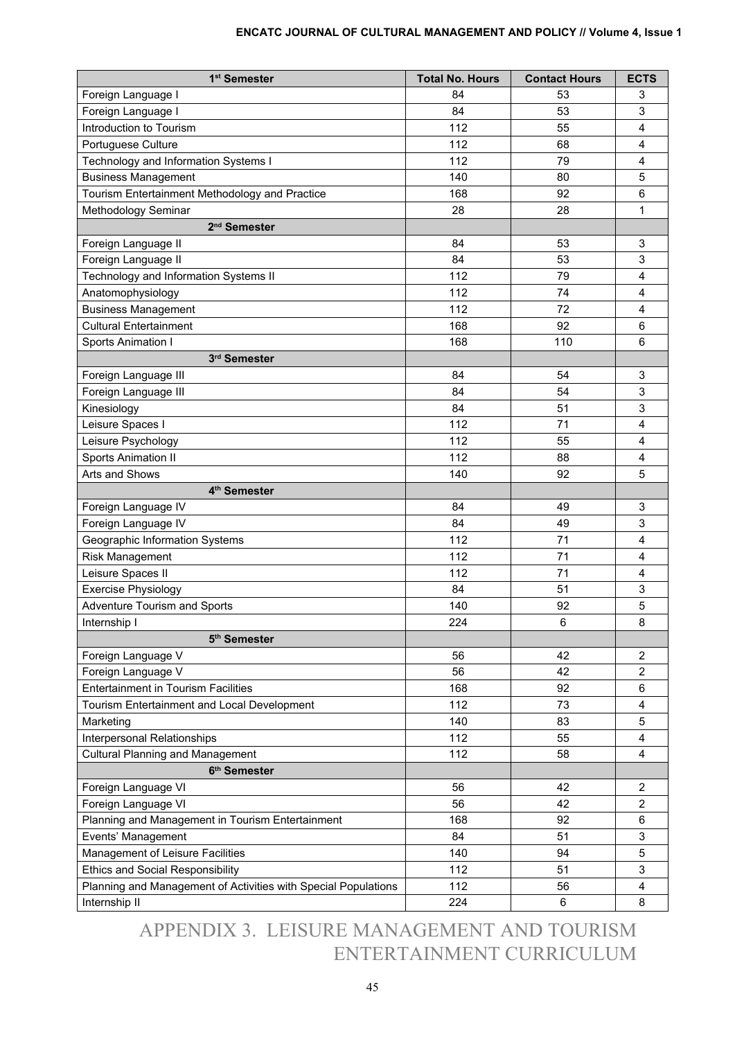| 1st Semester | Total No. Hours | Contact Hours | ECTS |
|---|---|---|---|
| Foreign Language I | 84 | 53 | 3 |
| Foreign Language I | 84 | 53 | 3 |
| Introduction to Tourism | 112 | 55 | 4 |
| Portuguese Culture | 112 | 68 | 4 |
| Technology and Information Systems I | 112 | 79 | 4 |
| Business Management | 140 | 80 | 5 |
| Tourism Entertainment Methodology and Practice | 168 | 92 | 6 |
| Methodology Seminar | 28 | 28 | 1 |
| **2nd Semester** | | | |
| Foreign Language II | 84 | 53 | 3 |
| Foreign Language II | 84 | 53 | 3 |
| Technology and Information Systems II | 112 | 79 | 4 |
| Anatomophysiology | 112 | 74 | 4 |
| Business Management | 112 | 72 | 4 |
| Cultural Entertainment | 168 | 92 | 6 |
| Sports Animation I | 168 | 110 | 6 |
| **3rd Semester** | | | |
| Foreign Language III | 84 | 54 | 3 |
| Foreign Language III | 84 | 54 | 3 |
| Kinesiology | 84 | 51 | 3 |
| Leisure Spaces I | 112 | 71 | 4 |
| Leisure Psychology | 112 | 55 | 4 |
| Sports Animation II | 112 | 88 | 4 |
| Arts and Shows | 140 | 92 | 5 |
| **4th Semester** | | | |
| Foreign Language IV | 84 | 49 | 3 |
| Foreign Language IV | 84 | 49 | 3 |
| Geographic Information Systems | 112 | 71 | 4 |
| Risk Management | 112 | 71 | 4 |
| Leisure Spaces II | 112 | 71 | 4 |
| Exercise Physiology | 84 | 51 | 3 |
| Adventure Tourism and Sports | 140 | 92 | 5 |
| Internship I | 224 | 6 | 8 |
| **5th Semester** | | | |
| Foreign Language V | 56 | 42 | 2 |
| Foreign Language V | 56 | 42 | 2 |
| Entertainment in Tourism Facilities | 168 | 92 | 6 |
| Tourism Entertainment and Local Development | 112 | 73 | 4 |
| Marketing | 140 | 83 | 5 |
| Interpersonal Relationships | 112 | 55 | 4 |
| Cultural Planning and Management | 112 | 58 | 4 |
| **6th Semester** | | | |
| Foreign Language VI | 56 | 42 | 2 |
| Foreign Language VI | 56 | 42 | 2 |
| Planning and Management in Tourism Entertainment | 168 | 92 | 6 |
| Events' Management | 84 | 51 | 3 |
| Management of Leisure Facilities | 140 | 94 | 5 |
| Ethics and Social Responsibility | 112 | 51 | 3 |
| Planning and Management of Activities with Special Populations | 112 | 56 | 4 |
| Internship II | 224 | 6 | 8 |

## APPENDIX 3. LEISURE MANAGEMENT AND TOURISM ENTERTAINMENT CURRICULUM